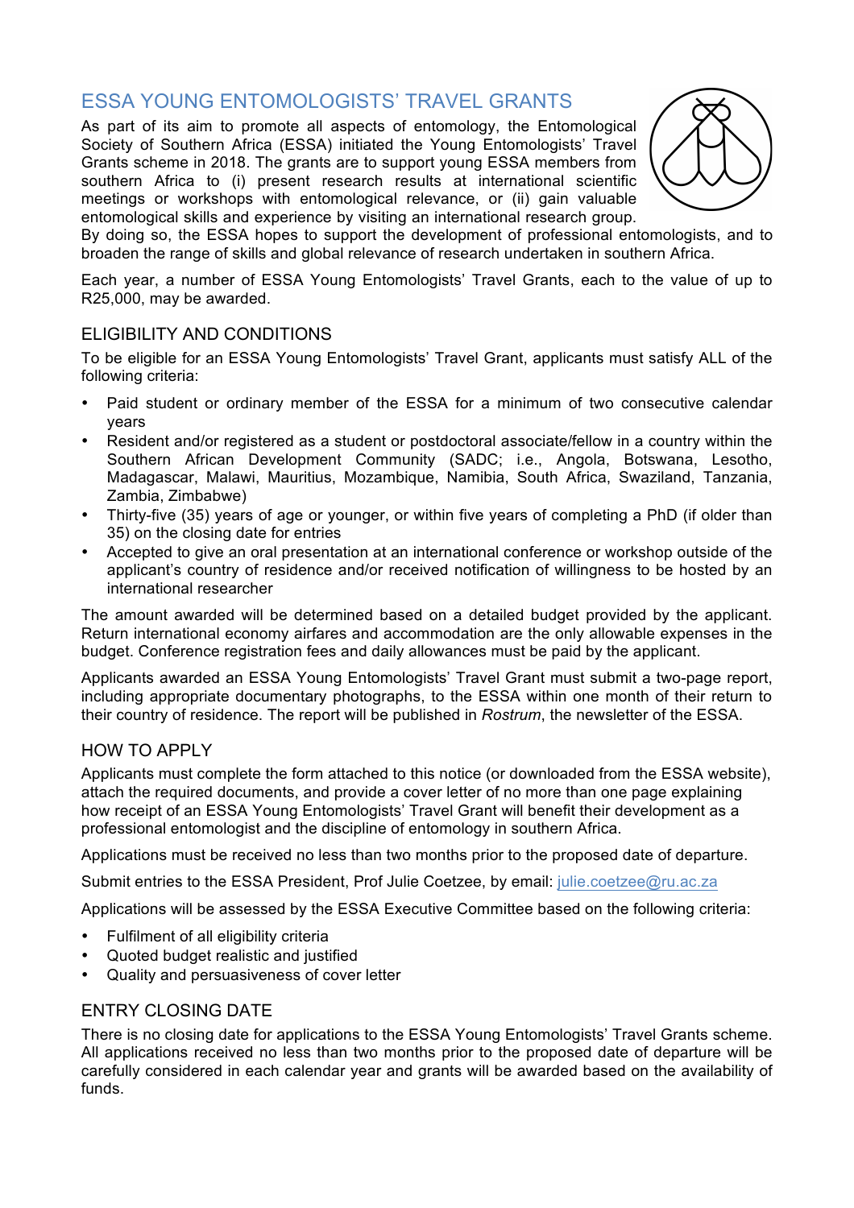# ESSA YOUNG ENTOMOLOGISTS' TRAVEL GRANTS

As part of its aim to promote all aspects of entomology, the Entomological Society of Southern Africa (ESSA) initiated the Young Entomologists' Travel Grants scheme in 2018. The grants are to support young ESSA members from southern Africa to (i) present research results at international scientific meetings or workshops with entomological relevance, or (ii) gain valuable entomological skills and experience by visiting an international research group. By doing so, the ESSA hopes to support the development of professional entomologists, and to broaden the range of skills and global relevance of research undertaken in southern Africa.

Each year, a number of ESSA Young Entomologists' Travel Grants, each to the value of up to R25,000, may be awarded.

## ELIGIBILITY AND CONDITIONS

To be eligible for an ESSA Young Entomologists' Travel Grant, applicants must satisfy ALL of the following criteria:

- Paid student or ordinary member of the ESSA for a minimum of two consecutive calendar years
- Resident and/or registered as a student or postdoctoral associate/fellow in a country within the Southern African Development Community (SADC; i.e., Angola, Botswana, Lesotho, Madagascar, Malawi, Mauritius, Mozambique, Namibia, South Africa, Swaziland, Tanzania, Zambia, Zimbabwe)
- Thirty-five (35) years of age or younger, or within five years of completing a PhD (if older than 35) on the closing date for entries
- Accepted to give an oral presentation at an international conference or workshop outside of the applicant's country of residence and/or received notification of willingness to be hosted by an international researcher

The amount awarded will be determined based on a detailed budget provided by the applicant. Return international economy airfares and accommodation are the only allowable expenses in the budget. Conference registration fees and daily allowances must be paid by the applicant.

Applicants awarded an ESSA Young Entomologists' Travel Grant must submit a two-page report, including appropriate documentary photographs, to the ESSA within one month of their return to their country of residence. The report will be published in *Rostrum*, the newsletter of the ESSA.

## HOW TO APPLY

Applicants must complete the form attached to this notice (or downloaded from the ESSA website), attach the required documents, and provide a cover letter of no more than one page explaining how receipt of an ESSA Young Entomologists' Travel Grant will benefit their development as a professional entomologist and the discipline of entomology in southern Africa.

Applications must be received no less than two months prior to the proposed date of departure.

Submit entries to the ESSA President, Prof Julie Coetzee, by email: julie.coetzee@ru.ac.za

Applications will be assessed by the ESSA Executive Committee based on the following criteria:

- Fulfilment of all eligibility criteria
- Quoted budget realistic and justified
- Quality and persuasiveness of cover letter

## ENTRY CLOSING DATE

There is no closing date for applications to the ESSA Young Entomologists' Travel Grants scheme. All applications received no less than two months prior to the proposed date of departure will be carefully considered in each calendar year and grants will be awarded based on the availability of funds.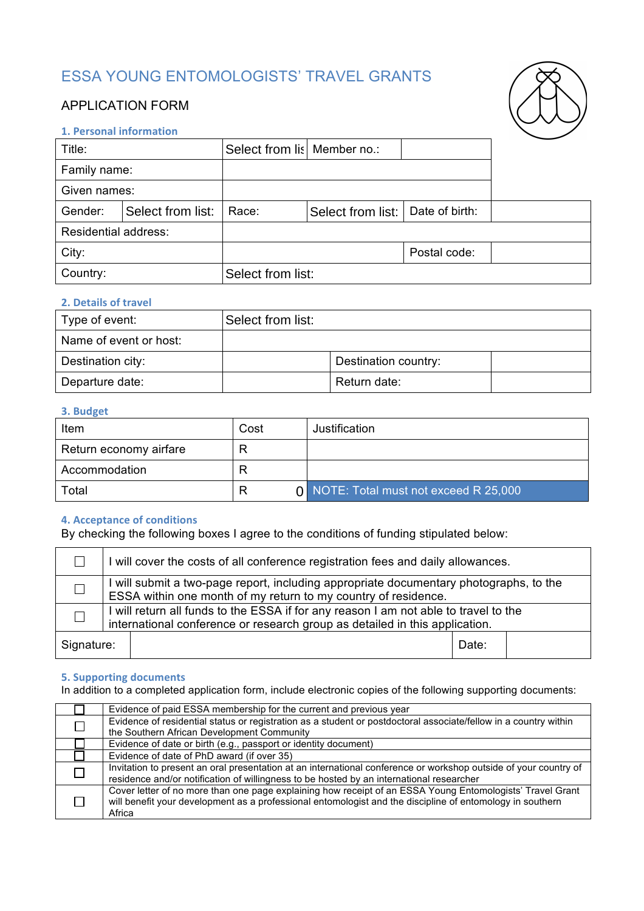# ESSA YOUNG ENTOMOLOGISTS' TRAVEL GRANTS

## APPLICATION FORM

### 1. Personal information

| | | | | | |
|---|---|---|---|---|---|
| Title: | | Select from lis | Member no.: | | |
| Family name: | | | | | |
| Given names: | | | | | |
| Gender: | Select from list: | Race: | Select from list: | Date of birth: | |
| Residential address: | | | | | |
| City: | | | | Postal code: | |
| Country: | | Select from list: | | | |

### 2. Details of travel

| | | | |
|---|---|---|---|
| Type of event: | Select from list: | | |
| Name of event or host: | | | |
| Destination city: | | Destination country: | |
| Departure date: | | Return date: | |

### 3. Budget

| Item | Cost | Justification |
|---|---|---|
| Return economy airfare | R | |
| Accommodation | R | |
| Total | R 0 | NOTE: Total must not exceed R 25,000 |

### 4. Acceptance of conditions

By checking the following boxes I agree to the conditions of funding stipulated below:

| | | | |
|---|---|---|---|
| ☐ | I will cover the costs of all conference registration fees and daily allowances. | | |
| ☐ | I will submit a two-page report, including appropriate documentary photographs, to the ESSA within one month of my return to my country of residence. | | |
| ☐ | I will return all funds to the ESSA if for any reason I am not able to travel to the international conference or research group as detailed in this application. | | |
| Signature: | | Date: | |

### 5. Supporting documents

In addition to a completed application form, include electronic copies of the following supporting documents:

| | |
|---|---|
| ☐ | Evidence of paid ESSA membership for the current and previous year |
| ☐ | Evidence of residential status or registration as a student or postdoctoral associate/fellow in a country within the Southern African Development Community |
| ☐ | Evidence of date or birth (e.g., passport or identity document) |
| ☐ | Evidence of date of PhD award (if over 35) |
| ☐ | Invitation to present an oral presentation at an international conference or workshop outside of your country of residence and/or notification of willingness to be hosted by an international researcher |
| ☐ | Cover letter of no more than one page explaining how receipt of an ESSA Young Entomologists' Travel Grant will benefit your development as a professional entomologist and the discipline of entomology in southern Africa |